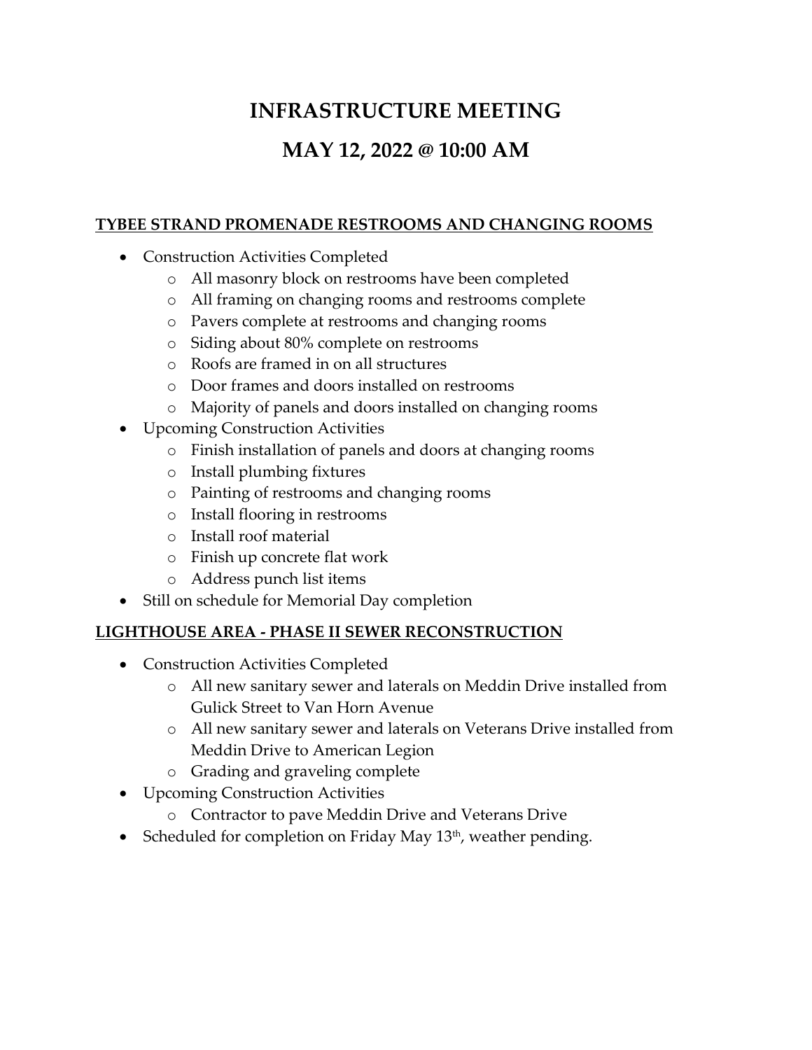# INFRASTRUCTURE MEETING

# MAY 12, 2022 @ 10:00 AM

## TYBEE STRAND PROMENADE RESTROOMS AND CHANGING ROOMS

- Construction Activities Completed
  - All masonry block on restrooms have been completed
  - All framing on changing rooms and restrooms complete
  - Pavers complete at restrooms and changing rooms
  - Siding about 80% complete on restrooms
  - Roofs are framed in on all structures
  - Door frames and doors installed on restrooms
  - Majority of panels and doors installed on changing rooms
- Upcoming Construction Activities
  - Finish installation of panels and doors at changing rooms
  - Install plumbing fixtures
  - Painting of restrooms and changing rooms
  - Install flooring in restrooms
  - Install roof material
  - Finish up concrete flat work
  - Address punch list items
- Still on schedule for Memorial Day completion

## LIGHTHOUSE AREA - PHASE II SEWER RECONSTRUCTION

- Construction Activities Completed
  - All new sanitary sewer and laterals on Meddin Drive installed from Gulick Street to Van Horn Avenue
  - All new sanitary sewer and laterals on Veterans Drive installed from Meddin Drive to American Legion
  - Grading and graveling complete
- Upcoming Construction Activities
  - Contractor to pave Meddin Drive and Veterans Drive
- Scheduled for completion on Friday May 13th, weather pending.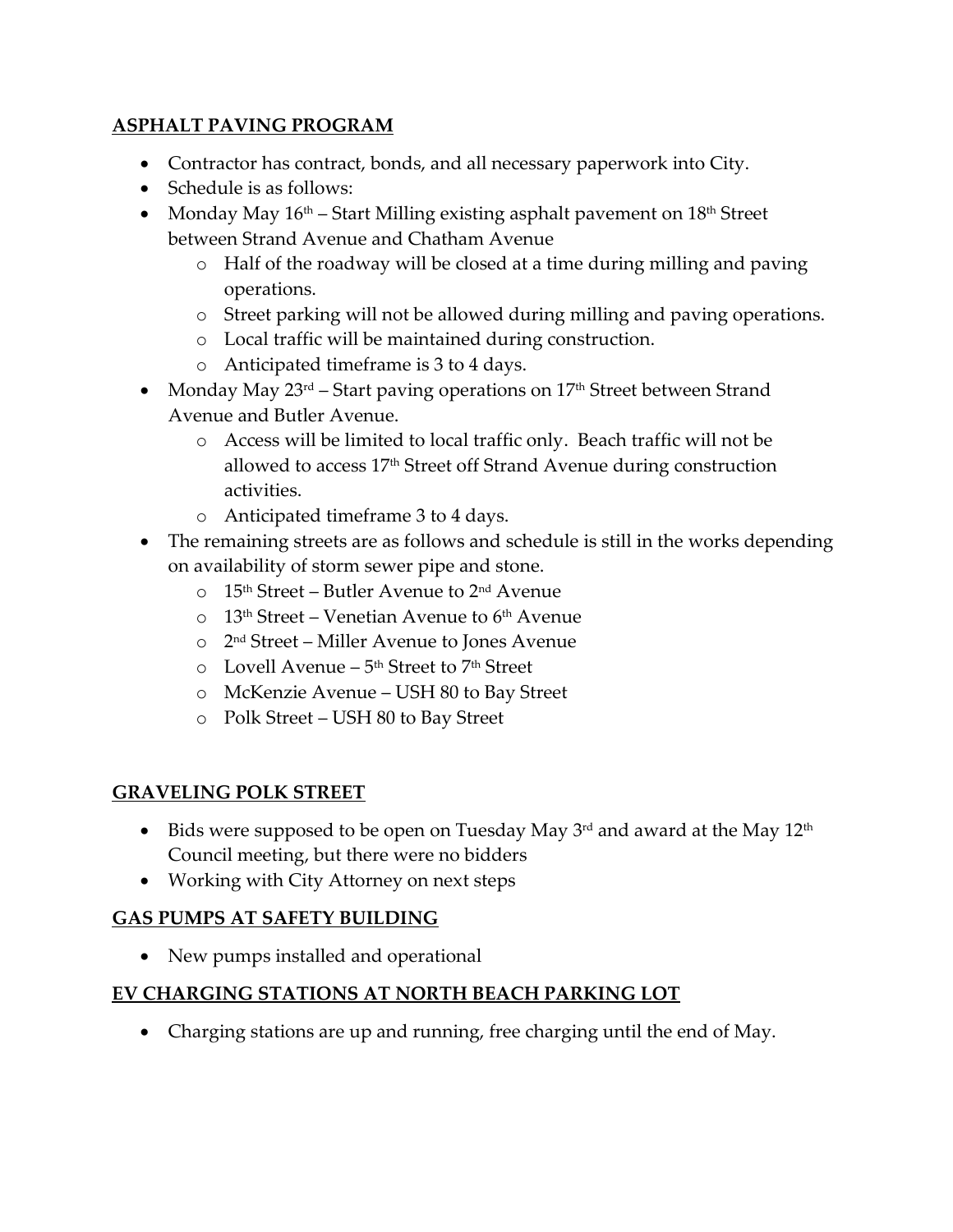## ASPHALT PAVING PROGRAM

- Contractor has contract, bonds, and all necessary paperwork into City.
- Schedule is as follows:
- Monday May 16th – Start Milling existing asphalt pavement on 18th Street between Strand Avenue and Chatham Avenue
  - Half of the roadway will be closed at a time during milling and paving operations.
  - Street parking will not be allowed during milling and paving operations.
  - Local traffic will be maintained during construction.
  - Anticipated timeframe is 3 to 4 days.
- Monday May 23rd – Start paving operations on 17th Street between Strand Avenue and Butler Avenue.
  - Access will be limited to local traffic only. Beach traffic will not be allowed to access 17th Street off Strand Avenue during construction activities.
  - Anticipated timeframe 3 to 4 days.
- The remaining streets are as follows and schedule is still in the works depending on availability of storm sewer pipe and stone.
  - 15th Street – Butler Avenue to 2nd Avenue
  - 13th Street – Venetian Avenue to 6th Avenue
  - 2nd Street – Miller Avenue to Jones Avenue
  - Lovell Avenue – 5th Street to 7th Street
  - McKenzie Avenue – USH 80 to Bay Street
  - Polk Street – USH 80 to Bay Street

## GRAVELING POLK STREET

- Bids were supposed to be open on Tuesday May 3rd and award at the May 12th Council meeting, but there were no bidders
- Working with City Attorney on next steps

## GAS PUMPS AT SAFETY BUILDING

- New pumps installed and operational

## EV CHARGING STATIONS AT NORTH BEACH PARKING LOT

- Charging stations are up and running, free charging until the end of May.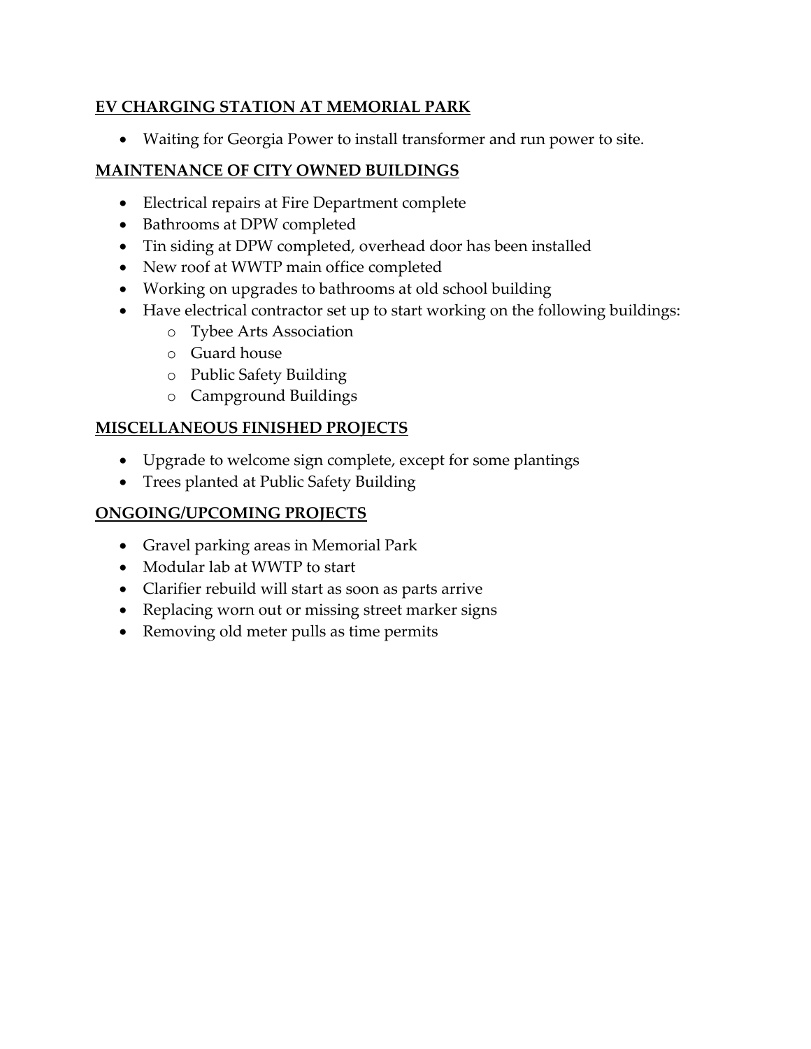**EV CHARGING STATION AT MEMORIAL PARK**

- Waiting for Georgia Power to install transformer and run power to site.

**MAINTENANCE OF CITY OWNED BUILDINGS**

- Electrical repairs at Fire Department complete
- Bathrooms at DPW completed
- Tin siding at DPW completed, overhead door has been installed
- New roof at WWTP main office completed
- Working on upgrades to bathrooms at old school building
- Have electrical contractor set up to start working on the following buildings:
  - Tybee Arts Association
  - Guard house
  - Public Safety Building
  - Campground Buildings

**MISCELLANEOUS FINISHED PROJECTS**

- Upgrade to welcome sign complete, except for some plantings
- Trees planted at Public Safety Building

**ONGOING/UPCOMING PROJECTS**

- Gravel parking areas in Memorial Park
- Modular lab at WWTP to start
- Clarifier rebuild will start as soon as parts arrive
- Replacing worn out or missing street marker signs
- Removing old meter pulls as time permits